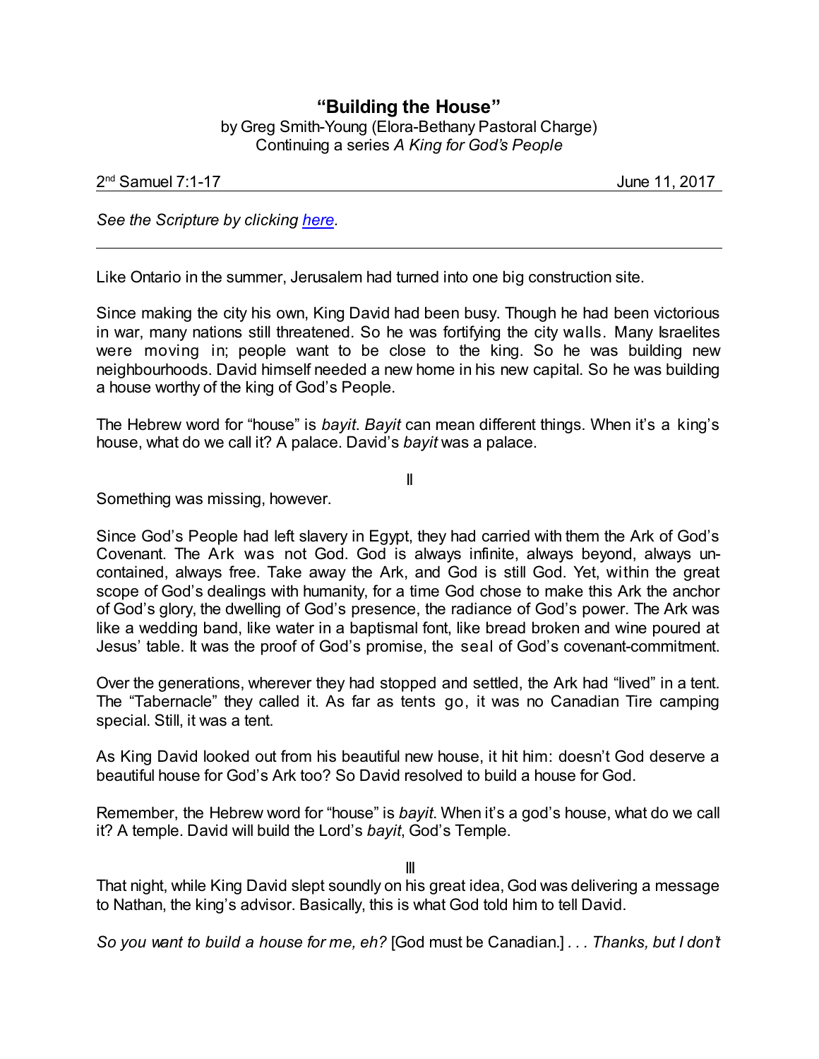# "Building the House"

by Greg Smith-Young (Elora-Bethany Pastoral Charge)
Continuing a series *A King for God's People*

2nd Samuel 7:1-17 June 11, 2017

*See the Scripture by clicking here.*

---

Like Ontario in the summer, Jerusalem had turned into one big construction site.

Since making the city his own, King David had been busy. Though he had been victorious in war, many nations still threatened. So he was fortifying the city walls. Many Israelites were moving in; people want to be close to the king. So he was building new neighbourhoods. David himself needed a new home in his new capital. So he was building a house worthy of the king of God's People.

The Hebrew word for "house" is *bayit*. *Bayit* can mean different things. When it's a king's house, what do we call it? A palace. David's *bayit* was a palace.

II

Something was missing, however.

Since God's People had left slavery in Egypt, they had carried with them the Ark of God's Covenant. The Ark was not God. God is always infinite, always beyond, always un-contained, always free. Take away the Ark, and God is still God. Yet, within the great scope of God's dealings with humanity, for a time God chose to make this Ark the anchor of God's glory, the dwelling of God's presence, the radiance of God's power. The Ark was like a wedding band, like water in a baptismal font, like bread broken and wine poured at Jesus' table. It was the proof of God's promise, the seal of God's covenant-commitment.

Over the generations, wherever they had stopped and settled, the Ark had "lived" in a tent. The "Tabernacle" they called it. As far as tents go, it was no Canadian Tire camping special. Still, it was a tent.

As King David looked out from his beautiful new house, it hit him: doesn't God deserve a beautiful house for God's Ark too? So David resolved to build a house for God.

Remember, the Hebrew word for "house" is *bayit*. When it's a god's house, what do we call it? A temple. David will build the Lord's *bayit*, God's Temple.

III

That night, while King David slept soundly on his great idea, God was delivering a message to Nathan, the king's advisor. Basically, this is what God told him to tell David.

*So you want to build a house for me, eh?* [God must be Canadian.] *. . . Thanks, but I don't*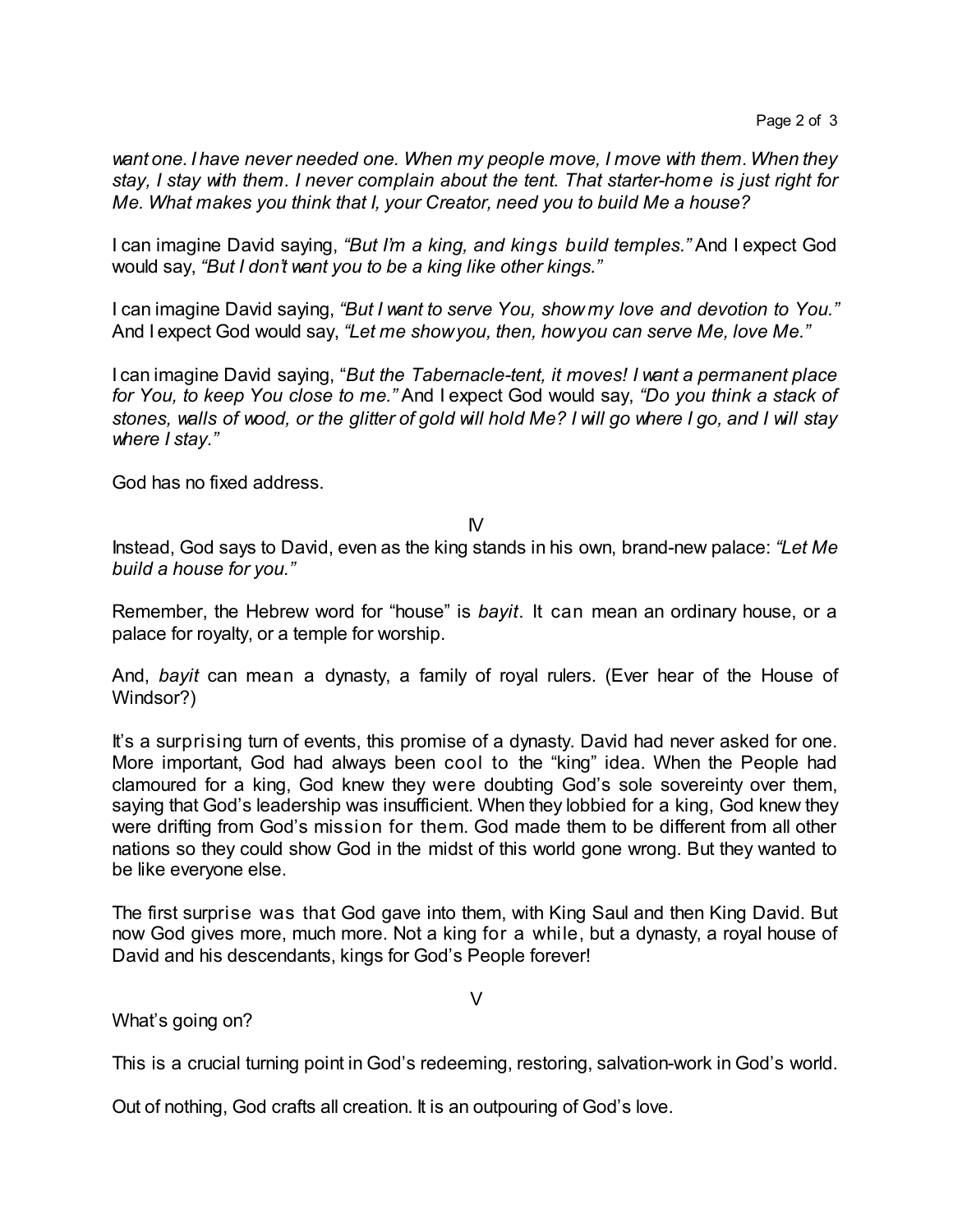*want one. I have never needed one. When my people move, I move with them. When they stay, I stay with them. I never complain about the tent. That starter-home is just right for Me. What makes you think that I, your Creator, need you to build Me a house?*

I can imagine David saying, *"But I'm a king, and kings build temples."* And I expect God would say, *"But I don't want you to be a king like other kings."*

I can imagine David saying, *"But I want to serve You, show my love and devotion to You."* And I expect God would say, *"Let me show you, then, how you can serve Me, love Me."*

I can imagine David saying, "*But the Tabernacle-tent, it moves! I want a permanent place for You, to keep You close to me."* And I expect God would say, *"Do you think a stack of stones, walls of wood, or the glitter of gold will hold Me? I will go where I go, and I will stay where I stay."*

God has no fixed address.

IV

Instead, God says to David, even as the king stands in his own, brand-new palace: *"Let Me build a house for you."*

Remember, the Hebrew word for "house" is *bayit*. It can mean an ordinary house, or a palace for royalty, or a temple for worship.

And, *bayit* can mean a dynasty, a family of royal rulers. (Ever hear of the House of Windsor?)

It's a surprising turn of events, this promise of a dynasty. David had never asked for one. More important, God had always been cool to the "king" idea. When the People had clamoured for a king, God knew they were doubting God's sole sovereignty over them, saying that God's leadership was insufficient. When they lobbied for a king, God knew they were drifting from God's mission for them. God made them to be different from all other nations so they could show God in the midst of this world gone wrong. But they wanted to be like everyone else.

The first surprise was that God gave into them, with King Saul and then King David. But now God gives more, much more. Not a king for a while, but a dynasty, a royal house of David and his descendants, kings for God's People forever!

V

What's going on?

This is a crucial turning point in God's redeeming, restoring, salvation-work in God's world.

Out of nothing, God crafts all creation. It is an outpouring of God's love.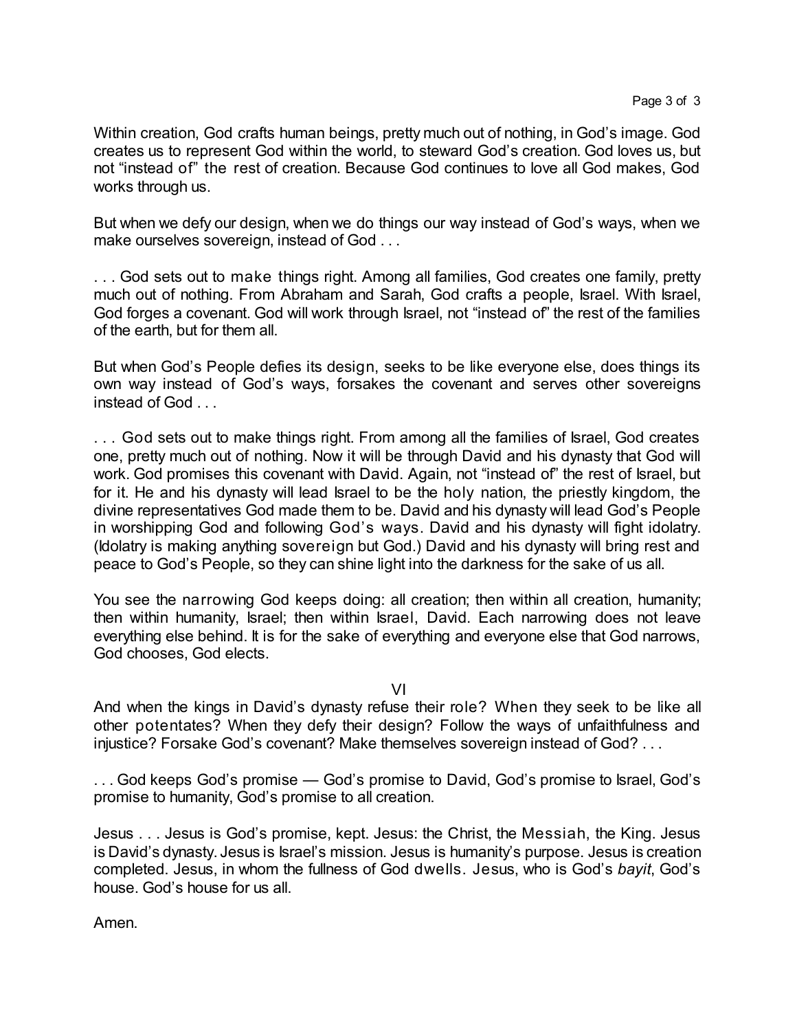Within creation, God crafts human beings, pretty much out of nothing, in God's image. God creates us to represent God within the world, to steward God's creation. God loves us, but not "instead of" the rest of creation. Because God continues to love all God makes, God works through us.

But when we defy our design, when we do things our way instead of God's ways, when we make ourselves sovereign, instead of God . . .

. . . God sets out to make things right. Among all families, God creates one family, pretty much out of nothing. From Abraham and Sarah, God crafts a people, Israel. With Israel, God forges a covenant. God will work through Israel, not "instead of" the rest of the families of the earth, but for them all.

But when God's People defies its design, seeks to be like everyone else, does things its own way instead of God's ways, forsakes the covenant and serves other sovereigns instead of God . . .

. . . God sets out to make things right. From among all the families of Israel, God creates one, pretty much out of nothing. Now it will be through David and his dynasty that God will work. God promises this covenant with David. Again, not "instead of" the rest of Israel, but for it. He and his dynasty will lead Israel to be the holy nation, the priestly kingdom, the divine representatives God made them to be. David and his dynasty will lead God's People in worshipping God and following God's ways. David and his dynasty will fight idolatry. (Idolatry is making anything sovereign but God.) David and his dynasty will bring rest and peace to God's People, so they can shine light into the darkness for the sake of us all.

You see the narrowing God keeps doing: all creation; then within all creation, humanity; then within humanity, Israel; then within Israel, David. Each narrowing does not leave everything else behind. It is for the sake of everything and everyone else that God narrows, God chooses, God elects.

## VI

And when the kings in David's dynasty refuse their role? When they seek to be like all other potentates? When they defy their design? Follow the ways of unfaithfulness and injustice? Forsake God's covenant? Make themselves sovereign instead of God? . . .

. . . God keeps God's promise — God's promise to David, God's promise to Israel, God's promise to humanity, God's promise to all creation.

Jesus . . . Jesus is God's promise, kept. Jesus: the Christ, the Messiah, the King. Jesus is David's dynasty. Jesus is Israel's mission. Jesus is humanity's purpose. Jesus is creation completed. Jesus, in whom the fullness of God dwells. Jesus, who is God's *bayit*, God's house. God's house for us all.

Amen.